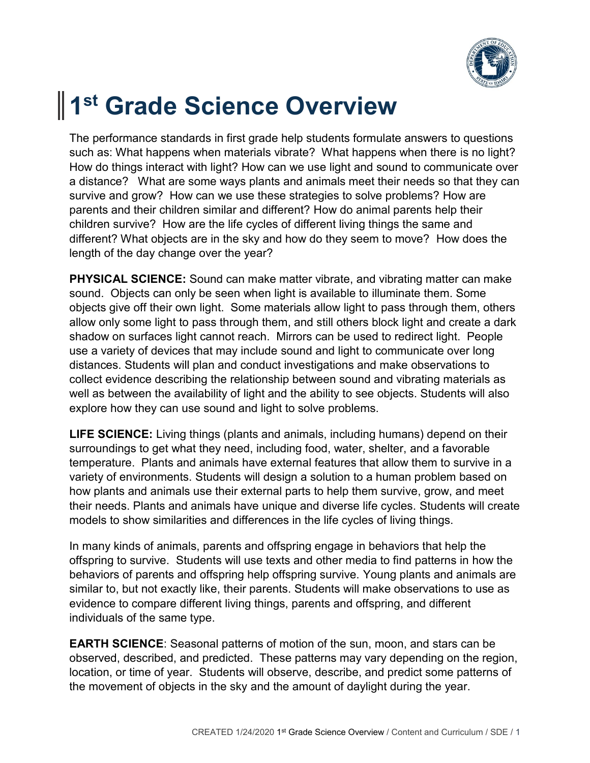# 1st Grade Science Overview

The performance standards in first grade help students formulate answers to questions such as: What happens when materials vibrate? What happens when there is no light? How do things interact with light? How can we use light and sound to communicate over a distance? What are some ways plants and animals meet their needs so that they can survive and grow? How can we use these strategies to solve problems? How are parents and their children similar and different? How do animal parents help their children survive? How are the life cycles of different living things the same and different? What objects are in the sky and how do they seem to move? How does the length of the day change over the year?

**PHYSICAL SCIENCE:** Sound can make matter vibrate, and vibrating matter can make sound. Objects can only be seen when light is available to illuminate them. Some objects give off their own light. Some materials allow light to pass through them, others allow only some light to pass through them, and still others block light and create a dark shadow on surfaces light cannot reach. Mirrors can be used to redirect light. People use a variety of devices that may include sound and light to communicate over long distances. Students will plan and conduct investigations and make observations to collect evidence describing the relationship between sound and vibrating materials as well as between the availability of light and the ability to see objects. Students will also explore how they can use sound and light to solve problems.

**LIFE SCIENCE:** Living things (plants and animals, including humans) depend on their surroundings to get what they need, including food, water, shelter, and a favorable temperature. Plants and animals have external features that allow them to survive in a variety of environments. Students will design a solution to a human problem based on how plants and animals use their external parts to help them survive, grow, and meet their needs. Plants and animals have unique and diverse life cycles. Students will create models to show similarities and differences in the life cycles of living things.

In many kinds of animals, parents and offspring engage in behaviors that help the offspring to survive. Students will use texts and other media to find patterns in how the behaviors of parents and offspring help offspring survive. Young plants and animals are similar to, but not exactly like, their parents. Students will make observations to use as evidence to compare different living things, parents and offspring, and different individuals of the same type.

**EARTH SCIENCE**: Seasonal patterns of motion of the sun, moon, and stars can be observed, described, and predicted. These patterns may vary depending on the region, location, or time of year. Students will observe, describe, and predict some patterns of the movement of objects in the sky and the amount of daylight during the year.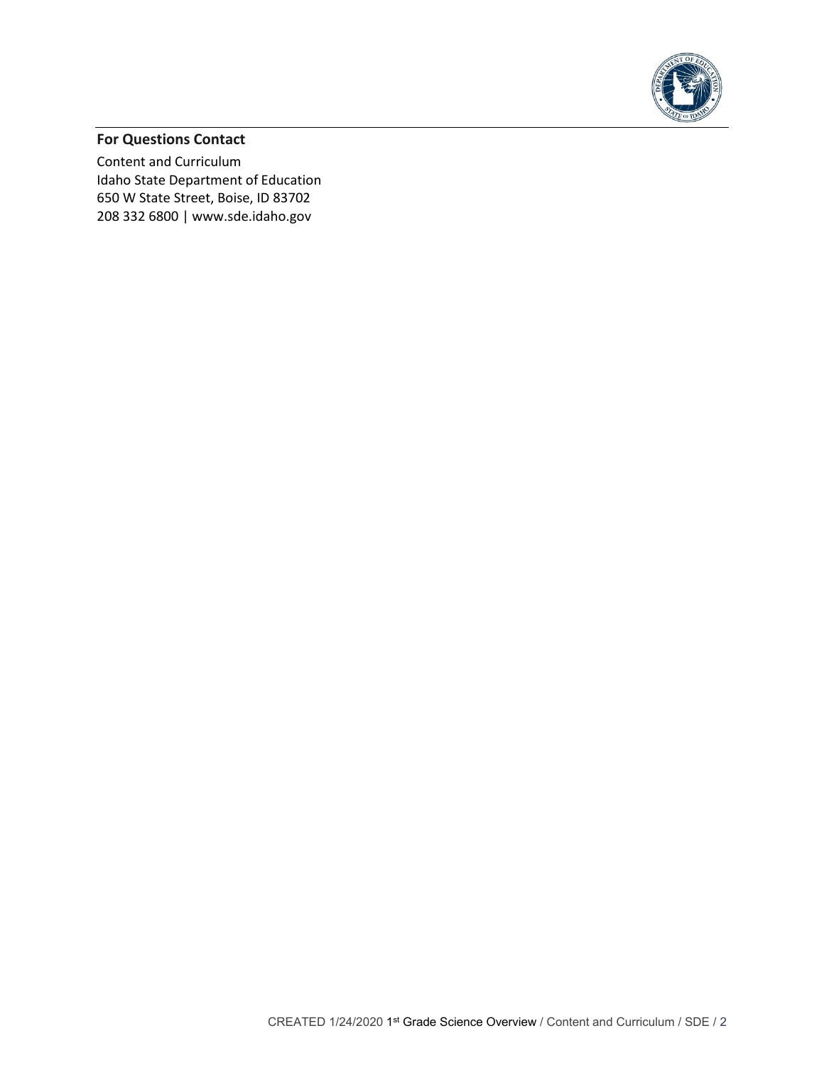### For Questions Contact

Content and Curriculum
Idaho State Department of Education
650 W State Street, Boise, ID 83702
208 332 6800 | www.sde.idaho.gov